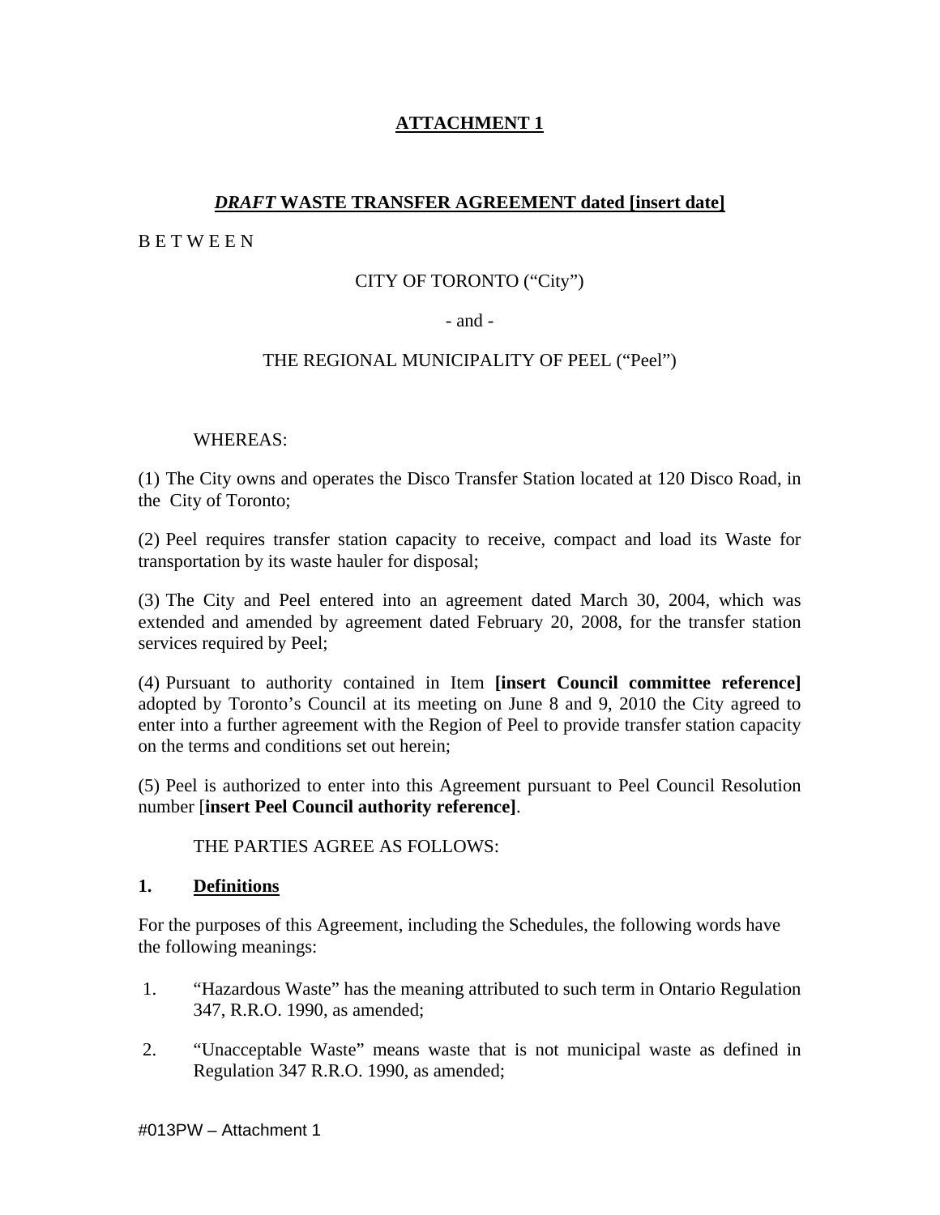# ATTACHMENT 1

## *DRAFT* WASTE TRANSFER AGREEMENT dated [insert date]

B E T W E E N

CITY OF TORONTO ("City")

- and -

THE REGIONAL MUNICIPALITY OF PEEL ("Peel")

WHEREAS:

(1) The City owns and operates the Disco Transfer Station located at 120 Disco Road, in the City of Toronto;

(2) Peel requires transfer station capacity to receive, compact and load its Waste for transportation by its waste hauler for disposal;

(3) The City and Peel entered into an agreement dated March 30, 2004, which was extended and amended by agreement dated February 20, 2008, for the transfer station services required by Peel;

(4) Pursuant to authority contained in Item **[insert Council committee reference]** adopted by Toronto's Council at its meeting on June 8 and 9, 2010 the City agreed to enter into a further agreement with the Region of Peel to provide transfer station capacity on the terms and conditions set out herein;

(5) Peel is authorized to enter into this Agreement pursuant to Peel Council Resolution number [**insert Peel Council authority reference]**.

THE PARTIES AGREE AS FOLLOWS:

### 1. Definitions

For the purposes of this Agreement, including the Schedules, the following words have the following meanings:

1. "Hazardous Waste" has the meaning attributed to such term in Ontario Regulation 347, R.R.O. 1990, as amended;

2. "Unacceptable Waste" means waste that is not municipal waste as defined in Regulation 347 R.R.O. 1990, as amended;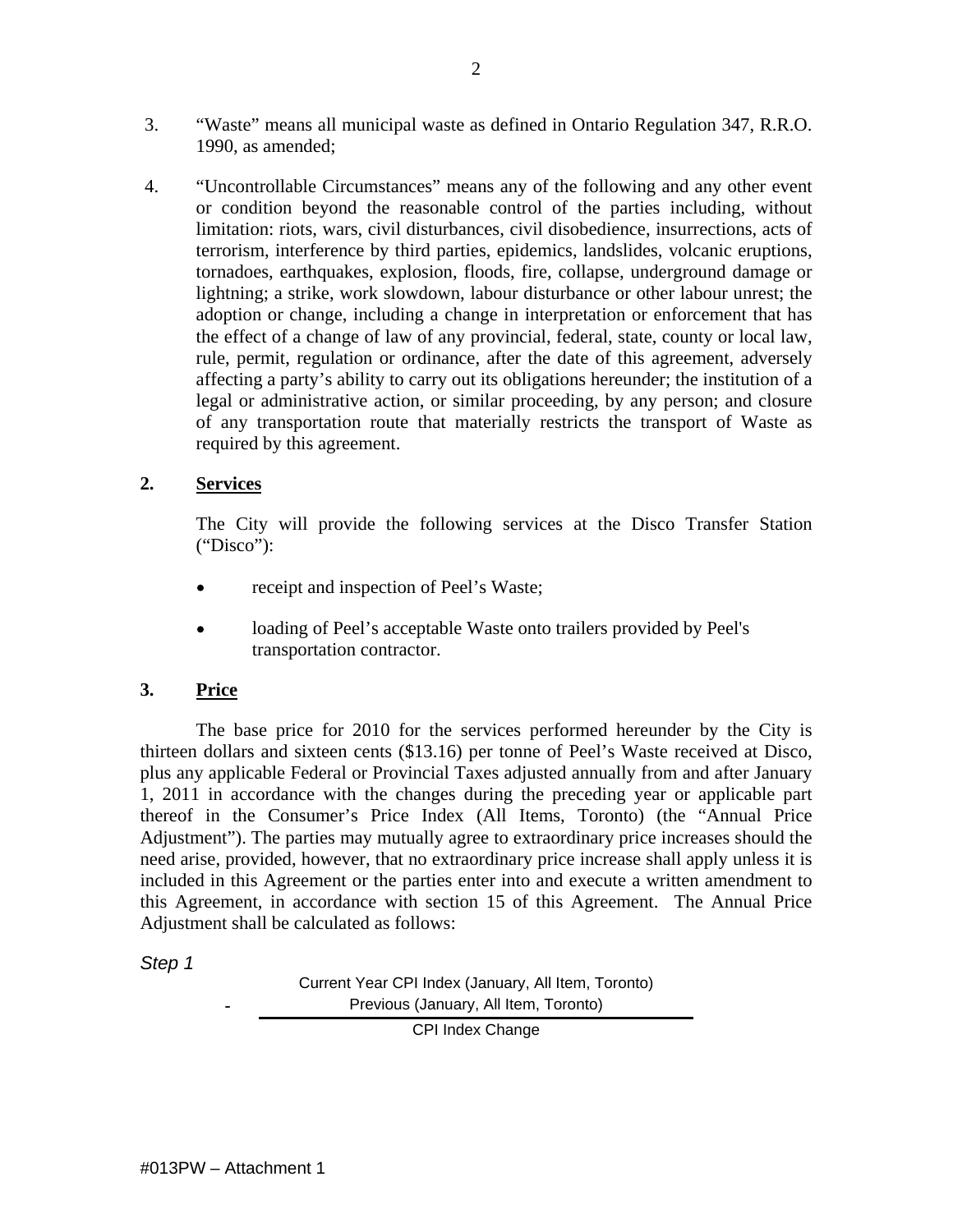3. “Waste” means all municipal waste as defined in Ontario Regulation 347, R.R.O. 1990, as amended;

4. “Uncontrollable Circumstances” means any of the following and any other event or condition beyond the reasonable control of the parties including, without limitation: riots, wars, civil disturbances, civil disobedience, insurrections, acts of terrorism, interference by third parties, epidemics, landslides, volcanic eruptions, tornadoes, earthquakes, explosion, floods, fire, collapse, underground damage or lightning; a strike, work slowdown, labour disturbance or other labour unrest; the adoption or change, including a change in interpretation or enforcement that has the effect of a change of law of any provincial, federal, state, county or local law, rule, permit, regulation or ordinance, after the date of this agreement, adversely affecting a party’s ability to carry out its obligations hereunder; the institution of a legal or administrative action, or similar proceeding, by any person; and closure of any transportation route that materially restricts the transport of Waste as required by this agreement.

## 2. Services

The City will provide the following services at the Disco Transfer Station (“Disco”):

- receipt and inspection of Peel’s Waste;
- loading of Peel’s acceptable Waste onto trailers provided by Peel's transportation contractor.

## 3. Price

The base price for 2010 for the services performed hereunder by the City is thirteen dollars and sixteen cents ($13.16) per tonne of Peel’s Waste received at Disco, plus any applicable Federal or Provincial Taxes adjusted annually from and after January 1, 2011 in accordance with the changes during the preceding year or applicable part thereof in the Consumer’s Price Index (All Items, Toronto) (the “Annual Price Adjustment”). The parties may mutually agree to extraordinary price increases should the need arise, provided, however, that no extraordinary price increase shall apply unless it is included in this Agreement or the parties enter into and execute a written amendment to this Agreement, in accordance with section 15 of this Agreement. The Annual Price Adjustment shall be calculated as follows:

*Step 1*

Current Year CPI Index (January, All Item, Toronto)

\- Previous (January, All Item, Toronto)

CPI Index Change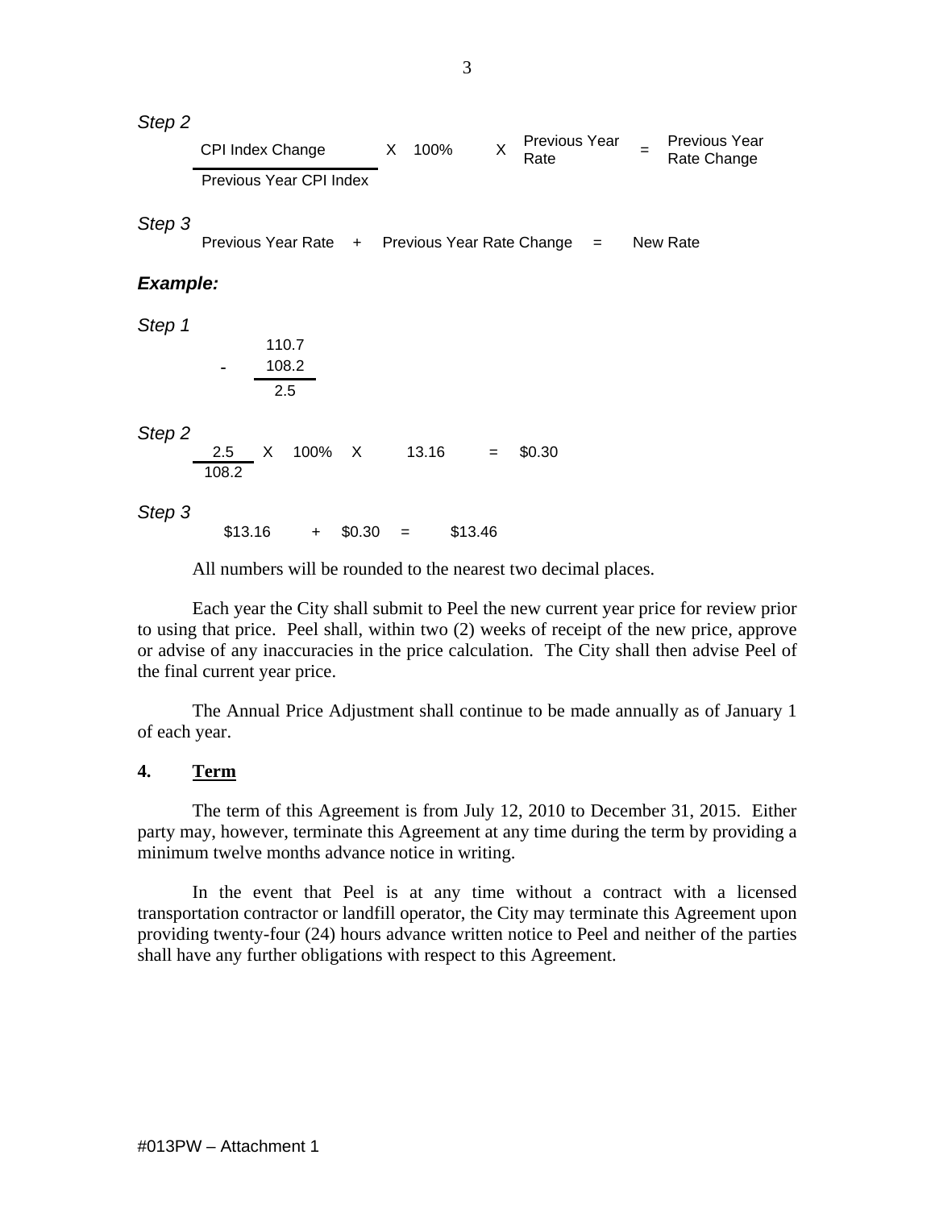*Step 2*

$$\frac{\text{CPI Index Change}}{\text{Previous Year CPI Index}} \times 100\% \times \text{Previous Year Rate} = \text{Previous Year Rate Change}$$

*Step 3*

Previous Year Rate + Previous Year Rate Change = New Rate

***Example:***

*Step 1*

$$110.7 - 108.2 = 2.5$$

*Step 2*

$$\frac{2.5}{108.2} \times 100\% \times 13.16 = \$0.30$$

*Step 3*

$13.16 + $0.30 = $13.46

All numbers will be rounded to the nearest two decimal places.

Each year the City shall submit to Peel the new current year price for review prior to using that price. Peel shall, within two (2) weeks of receipt of the new price, approve or advise of any inaccuracies in the price calculation. The City shall then advise Peel of the final current year price.

The Annual Price Adjustment shall continue to be made annually as of January 1 of each year.

## 4. Term

The term of this Agreement is from July 12, 2010 to December 31, 2015. Either party may, however, terminate this Agreement at any time during the term by providing a minimum twelve months advance notice in writing.

In the event that Peel is at any time without a contract with a licensed transportation contractor or landfill operator, the City may terminate this Agreement upon providing twenty-four (24) hours advance written notice to Peel and neither of the parties shall have any further obligations with respect to this Agreement.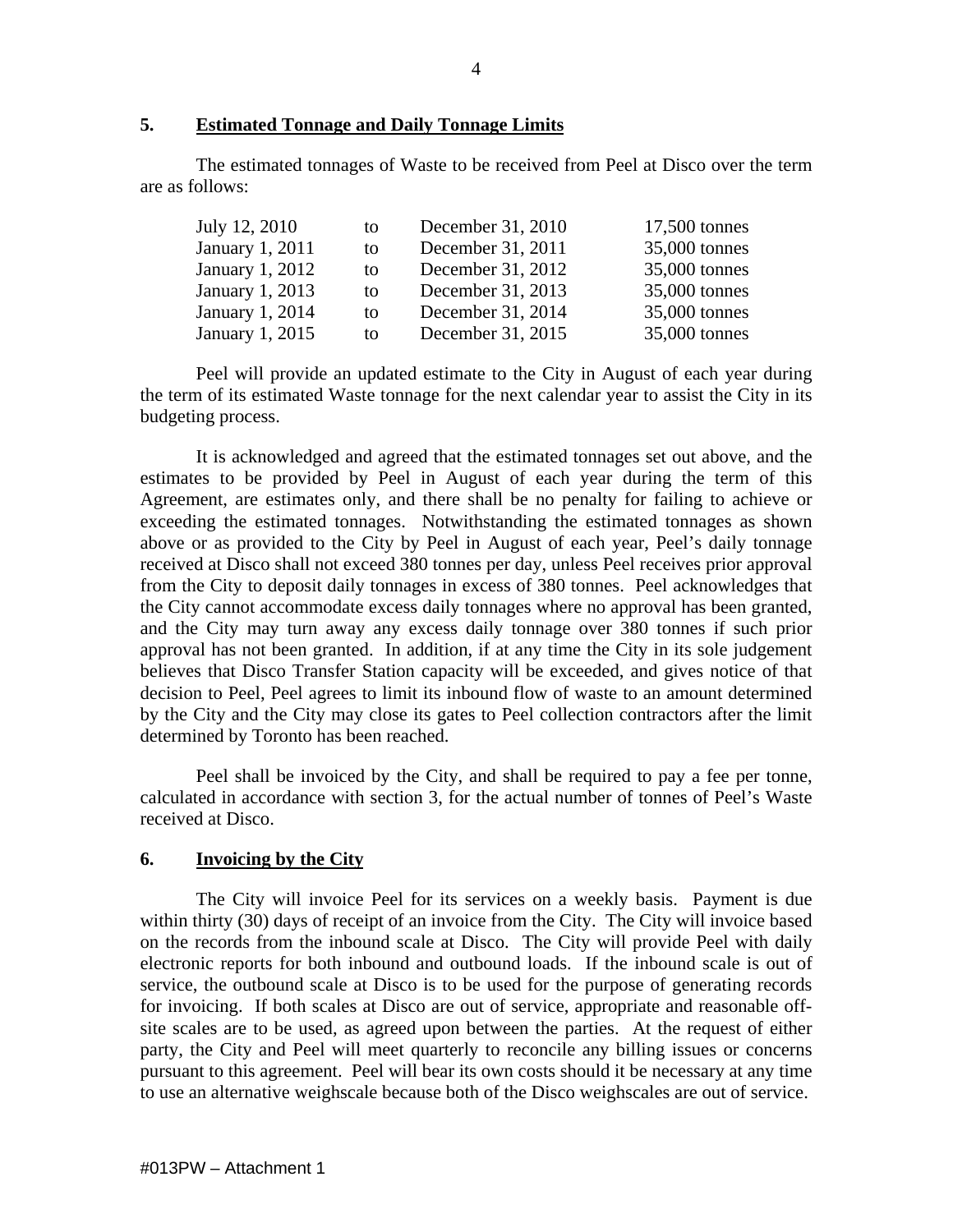## 5. Estimated Tonnage and Daily Tonnage Limits

The estimated tonnages of Waste to be received from Peel at Disco over the term are as follows:

| | | | |
|---|---|---|---|
| July 12, 2010 | to | December 31, 2010 | 17,500 tonnes |
| January 1, 2011 | to | December 31, 2011 | 35,000 tonnes |
| January 1, 2012 | to | December 31, 2012 | 35,000 tonnes |
| January 1, 2013 | to | December 31, 2013 | 35,000 tonnes |
| January 1, 2014 | to | December 31, 2014 | 35,000 tonnes |
| January 1, 2015 | to | December 31, 2015 | 35,000 tonnes |

Peel will provide an updated estimate to the City in August of each year during the term of its estimated Waste tonnage for the next calendar year to assist the City in its budgeting process.

It is acknowledged and agreed that the estimated tonnages set out above, and the estimates to be provided by Peel in August of each year during the term of this Agreement, are estimates only, and there shall be no penalty for failing to achieve or exceeding the estimated tonnages. Notwithstanding the estimated tonnages as shown above or as provided to the City by Peel in August of each year, Peel's daily tonnage received at Disco shall not exceed 380 tonnes per day, unless Peel receives prior approval from the City to deposit daily tonnages in excess of 380 tonnes. Peel acknowledges that the City cannot accommodate excess daily tonnages where no approval has been granted, and the City may turn away any excess daily tonnage over 380 tonnes if such prior approval has not been granted. In addition, if at any time the City in its sole judgement believes that Disco Transfer Station capacity will be exceeded, and gives notice of that decision to Peel, Peel agrees to limit its inbound flow of waste to an amount determined by the City and the City may close its gates to Peel collection contractors after the limit determined by Toronto has been reached.

Peel shall be invoiced by the City, and shall be required to pay a fee per tonne, calculated in accordance with section 3, for the actual number of tonnes of Peel's Waste received at Disco.

## 6. Invoicing by the City

The City will invoice Peel for its services on a weekly basis. Payment is due within thirty (30) days of receipt of an invoice from the City. The City will invoice based on the records from the inbound scale at Disco. The City will provide Peel with daily electronic reports for both inbound and outbound loads. If the inbound scale is out of service, the outbound scale at Disco is to be used for the purpose of generating records for invoicing. If both scales at Disco are out of service, appropriate and reasonable off-site scales are to be used, as agreed upon between the parties. At the request of either party, the City and Peel will meet quarterly to reconcile any billing issues or concerns pursuant to this agreement. Peel will bear its own costs should it be necessary at any time to use an alternative weighscale because both of the Disco weighscales are out of service.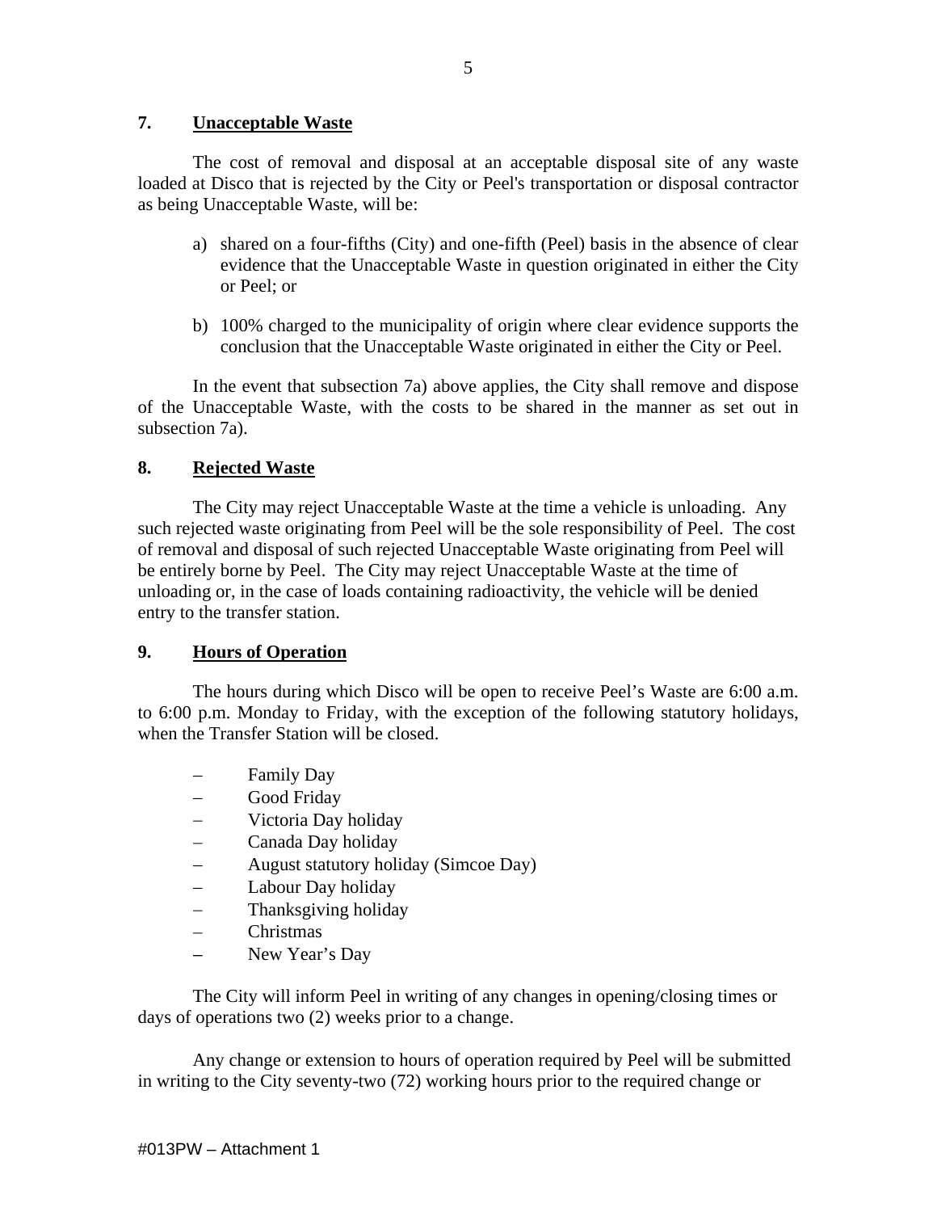## 7. Unacceptable Waste

The cost of removal and disposal at an acceptable disposal site of any waste loaded at Disco that is rejected by the City or Peel's transportation or disposal contractor as being Unacceptable Waste, will be:

a) shared on a four-fifths (City) and one-fifth (Peel) basis in the absence of clear evidence that the Unacceptable Waste in question originated in either the City or Peel; or

b) 100% charged to the municipality of origin where clear evidence supports the conclusion that the Unacceptable Waste originated in either the City or Peel.

In the event that subsection 7a) above applies, the City shall remove and dispose of the Unacceptable Waste, with the costs to be shared in the manner as set out in subsection 7a).

## 8. Rejected Waste

The City may reject Unacceptable Waste at the time a vehicle is unloading. Any such rejected waste originating from Peel will be the sole responsibility of Peel. The cost of removal and disposal of such rejected Unacceptable Waste originating from Peel will be entirely borne by Peel. The City may reject Unacceptable Waste at the time of unloading or, in the case of loads containing radioactivity, the vehicle will be denied entry to the transfer station.

## 9. Hours of Operation

The hours during which Disco will be open to receive Peel's Waste are 6:00 a.m. to 6:00 p.m. Monday to Friday, with the exception of the following statutory holidays, when the Transfer Station will be closed.

- Family Day
- Good Friday
- Victoria Day holiday
- Canada Day holiday
- August statutory holiday (Simcoe Day)
- Labour Day holiday
- Thanksgiving holiday
- Christmas
- New Year's Day

The City will inform Peel in writing of any changes in opening/closing times or days of operations two (2) weeks prior to a change.

Any change or extension to hours of operation required by Peel will be submitted in writing to the City seventy-two (72) working hours prior to the required change or

#013PW – Attachment 1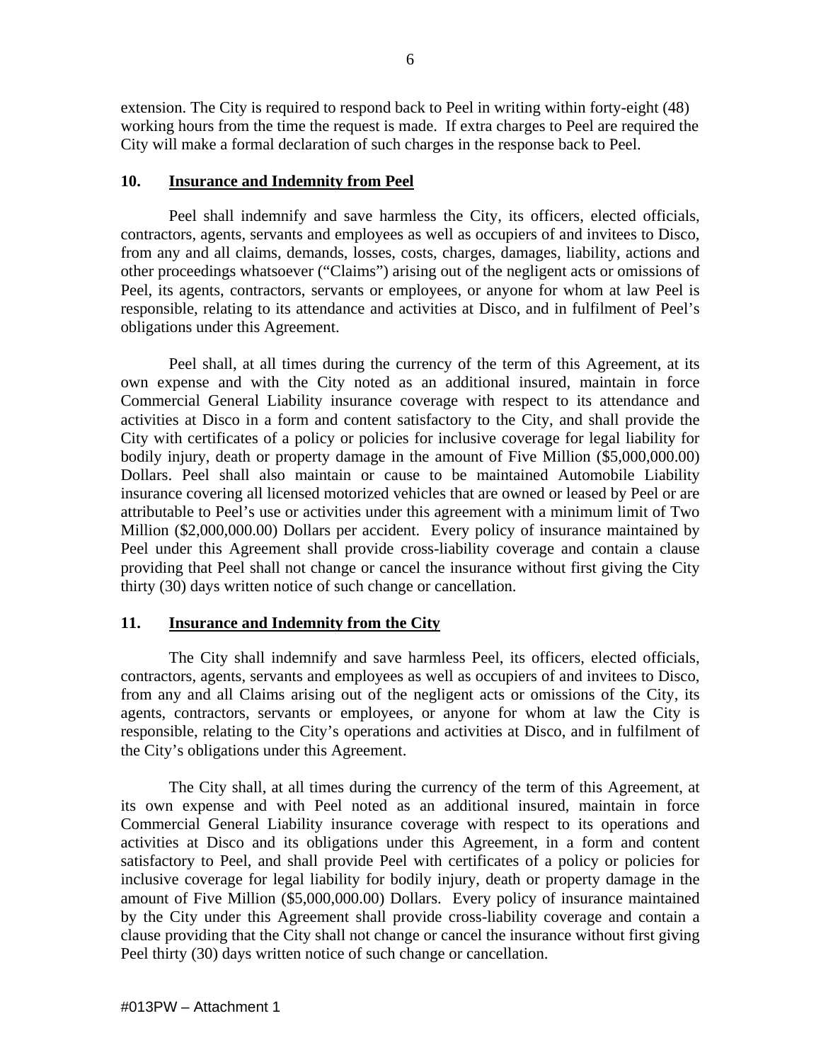extension. The City is required to respond back to Peel in writing within forty-eight (48) working hours from the time the request is made. If extra charges to Peel are required the City will make a formal declaration of such charges in the response back to Peel.

## 10. Insurance and Indemnity from Peel

Peel shall indemnify and save harmless the City, its officers, elected officials, contractors, agents, servants and employees as well as occupiers of and invitees to Disco, from any and all claims, demands, losses, costs, charges, damages, liability, actions and other proceedings whatsoever ("Claims") arising out of the negligent acts or omissions of Peel, its agents, contractors, servants or employees, or anyone for whom at law Peel is responsible, relating to its attendance and activities at Disco, and in fulfilment of Peel's obligations under this Agreement.

Peel shall, at all times during the currency of the term of this Agreement, at its own expense and with the City noted as an additional insured, maintain in force Commercial General Liability insurance coverage with respect to its attendance and activities at Disco in a form and content satisfactory to the City, and shall provide the City with certificates of a policy or policies for inclusive coverage for legal liability for bodily injury, death or property damage in the amount of Five Million ($5,000,000.00) Dollars. Peel shall also maintain or cause to be maintained Automobile Liability insurance covering all licensed motorized vehicles that are owned or leased by Peel or are attributable to Peel's use or activities under this agreement with a minimum limit of Two Million ($2,000,000.00) Dollars per accident. Every policy of insurance maintained by Peel under this Agreement shall provide cross-liability coverage and contain a clause providing that Peel shall not change or cancel the insurance without first giving the City thirty (30) days written notice of such change or cancellation.

## 11. Insurance and Indemnity from the City

The City shall indemnify and save harmless Peel, its officers, elected officials, contractors, agents, servants and employees as well as occupiers of and invitees to Disco, from any and all Claims arising out of the negligent acts or omissions of the City, its agents, contractors, servants or employees, or anyone for whom at law the City is responsible, relating to the City's operations and activities at Disco, and in fulfilment of the City's obligations under this Agreement.

The City shall, at all times during the currency of the term of this Agreement, at its own expense and with Peel noted as an additional insured, maintain in force Commercial General Liability insurance coverage with respect to its operations and activities at Disco and its obligations under this Agreement, in a form and content satisfactory to Peel, and shall provide Peel with certificates of a policy or policies for inclusive coverage for legal liability for bodily injury, death or property damage in the amount of Five Million ($5,000,000.00) Dollars. Every policy of insurance maintained by the City under this Agreement shall provide cross-liability coverage and contain a clause providing that the City shall not change or cancel the insurance without first giving Peel thirty (30) days written notice of such change or cancellation.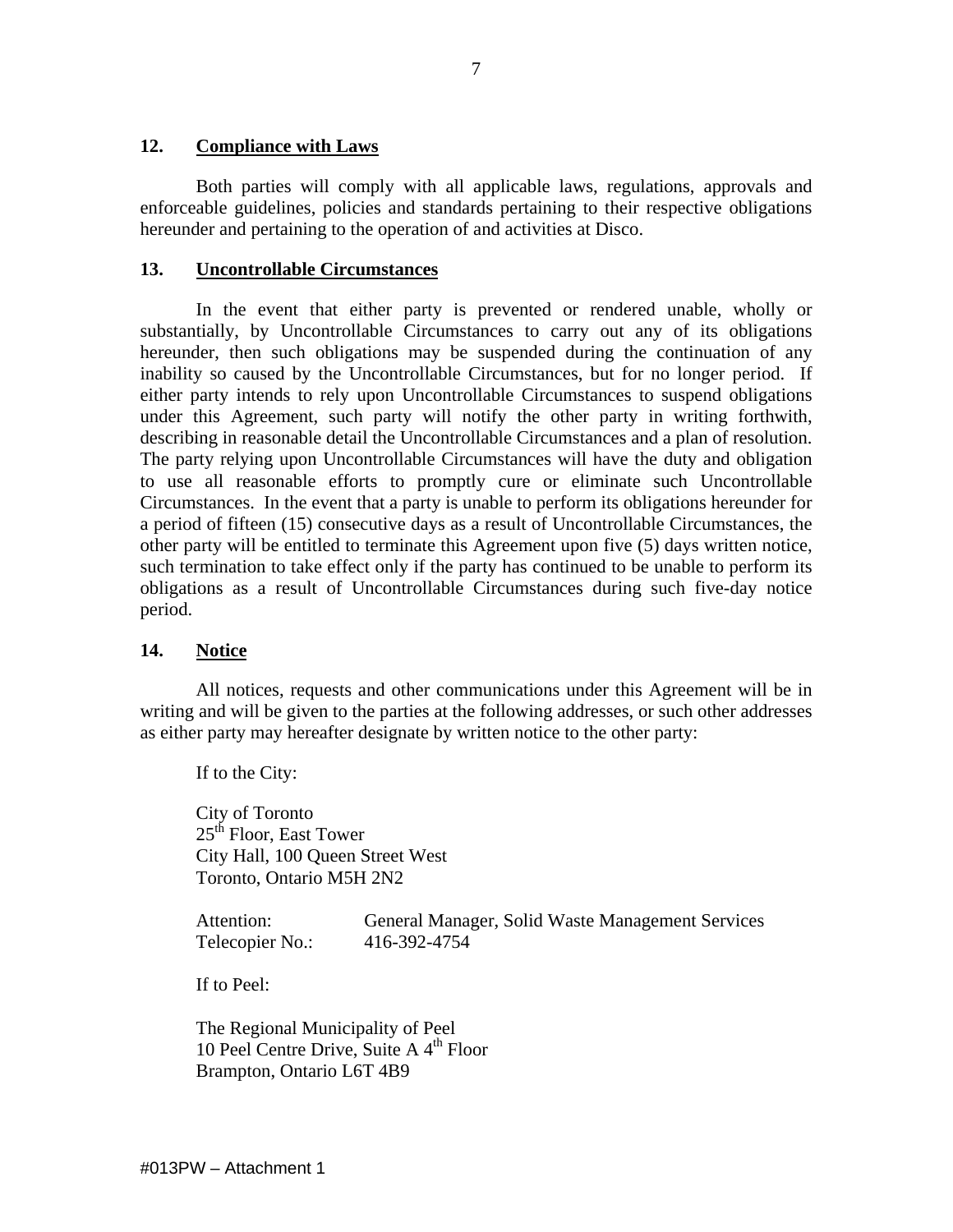## 12. Compliance with Laws

Both parties will comply with all applicable laws, regulations, approvals and enforceable guidelines, policies and standards pertaining to their respective obligations hereunder and pertaining to the operation of and activities at Disco.

## 13. Uncontrollable Circumstances

In the event that either party is prevented or rendered unable, wholly or substantially, by Uncontrollable Circumstances to carry out any of its obligations hereunder, then such obligations may be suspended during the continuation of any inability so caused by the Uncontrollable Circumstances, but for no longer period. If either party intends to rely upon Uncontrollable Circumstances to suspend obligations under this Agreement, such party will notify the other party in writing forthwith, describing in reasonable detail the Uncontrollable Circumstances and a plan of resolution. The party relying upon Uncontrollable Circumstances will have the duty and obligation to use all reasonable efforts to promptly cure or eliminate such Uncontrollable Circumstances. In the event that a party is unable to perform its obligations hereunder for a period of fifteen (15) consecutive days as a result of Uncontrollable Circumstances, the other party will be entitled to terminate this Agreement upon five (5) days written notice, such termination to take effect only if the party has continued to be unable to perform its obligations as a result of Uncontrollable Circumstances during such five-day notice period.

## 14. Notice

All notices, requests and other communications under this Agreement will be in writing and will be given to the parties at the following addresses, or such other addresses as either party may hereafter designate by written notice to the other party:

If to the City:

City of Toronto
25th Floor, East Tower
City Hall, 100 Queen Street West
Toronto, Ontario M5H 2N2

Attention: General Manager, Solid Waste Management Services
Telecopier No.: 416-392-4754

If to Peel:

The Regional Municipality of Peel
10 Peel Centre Drive, Suite A 4th Floor
Brampton, Ontario L6T 4B9

#013PW – Attachment 1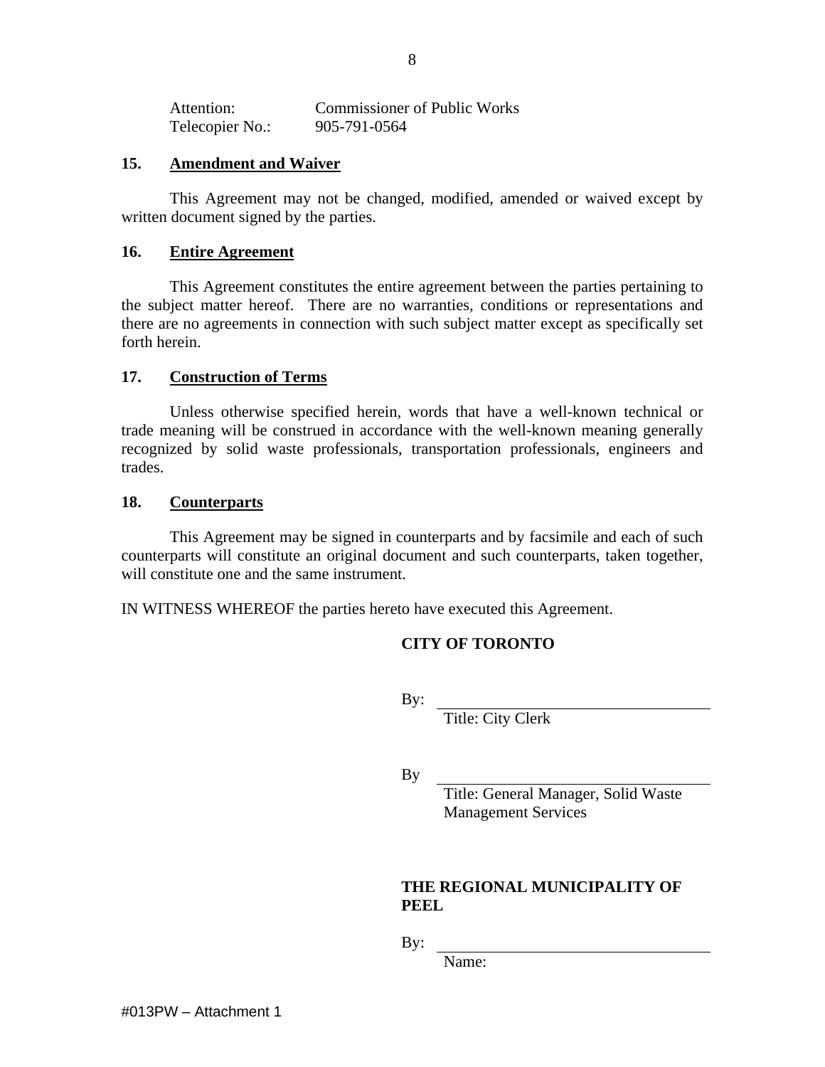Attention: Commissioner of Public Works
Telecopier No.: 905-791-0564

## 15. Amendment and Waiver

This Agreement may not be changed, modified, amended or waived except by written document signed by the parties.

## 16. Entire Agreement

This Agreement constitutes the entire agreement between the parties pertaining to the subject matter hereof. There are no warranties, conditions or representations and there are no agreements in connection with such subject matter except as specifically set forth herein.

## 17. Construction of Terms

Unless otherwise specified herein, words that have a well-known technical or trade meaning will be construed in accordance with the well-known meaning generally recognized by solid waste professionals, transportation professionals, engineers and trades.

## 18. Counterparts

This Agreement may be signed in counterparts and by facsimile and each of such counterparts will constitute an original document and such counterparts, taken together, will constitute one and the same instrument.

IN WITNESS WHEREOF the parties hereto have executed this Agreement.

**CITY OF TORONTO**

By: ______________________________
Title: City Clerk

By ______________________________
Title: General Manager, Solid Waste Management Services

**THE REGIONAL MUNICIPALITY OF PEEL**

By: ______________________________
Name:

#013PW – Attachment 1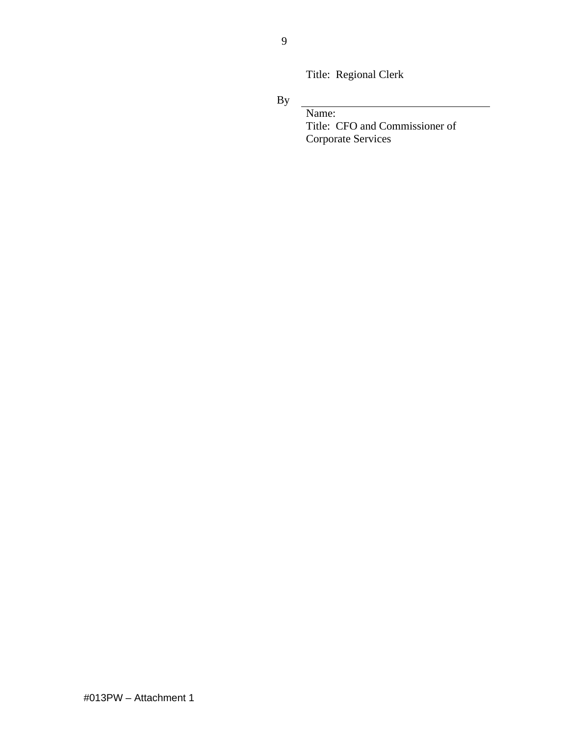Title: Regional Clerk

By ______________________________

Name:
Title: CFO and Commissioner of Corporate Services

#013PW – Attachment 1